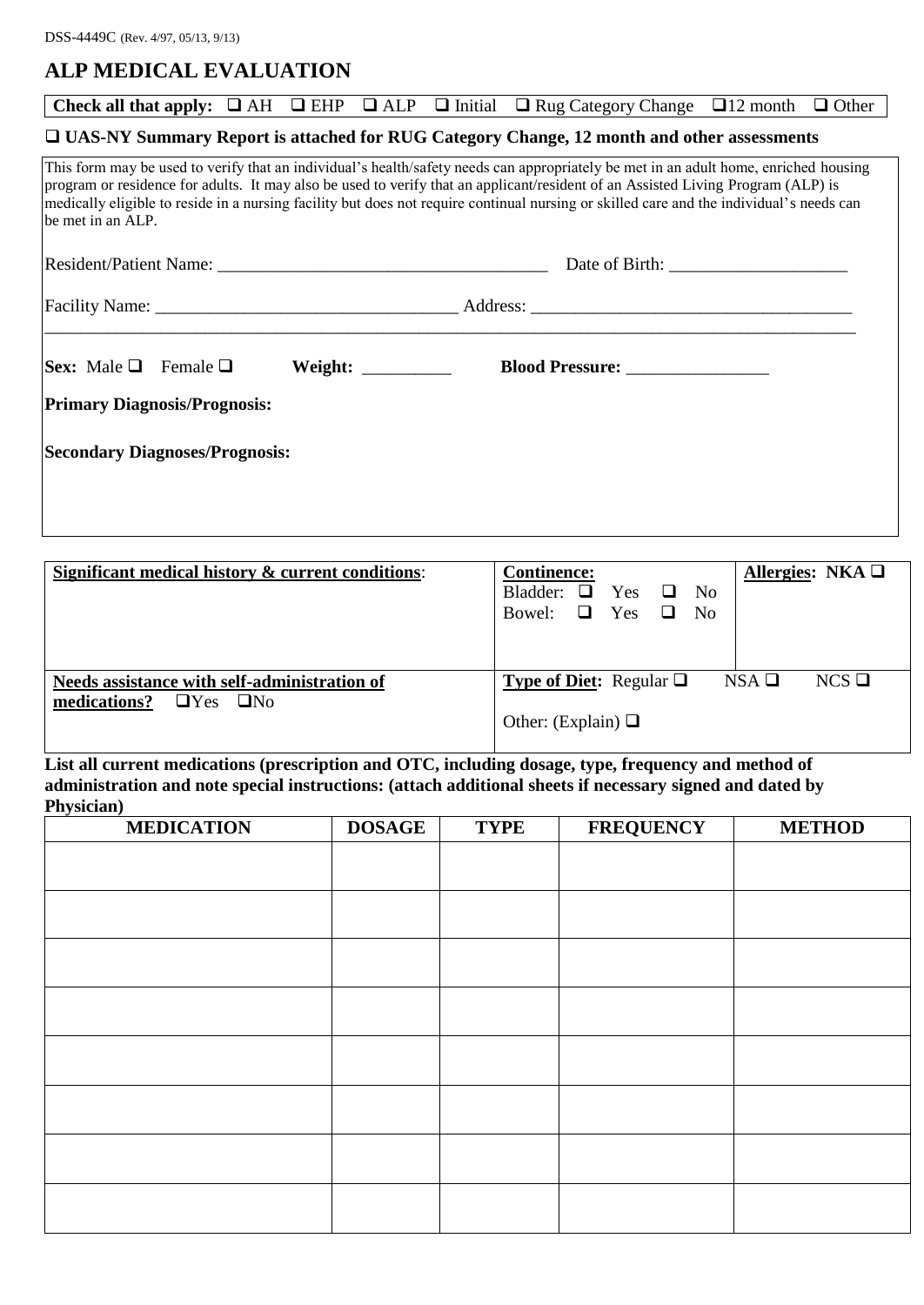DSS-4449C (Rev. 4/97, 05/13, 9/13)

# ALP MEDICAL EVALUATION

**Check all that apply:** ❑ AH ❑ EHP ❑ ALP ❑ Initial ❑ Rug Category Change ❑12 month ❑ Other

❑ **UAS-NY Summary Report is attached for RUG Category Change, 12 month and other assessments**

This form may be used to verify that an individual's health/safety needs can appropriately be met in an adult home, enriched housing program or residence for adults. It may also be used to verify that an applicant/resident of an Assisted Living Program (ALP) is medically eligible to reside in a nursing facility but does not require continual nursing or skilled care and the individual's needs can be met in an ALP.

Resident/Patient Name: ______________________________________ Date of Birth: ____________________

Facility Name: __________________________________ Address: ____________________________________

___________________________________________________________________________________________

**Sex:** Male ❑ Female ❑ **Weight:** __________ **Blood Pressure:** ________________

**Primary Diagnosis/Prognosis:**

**Secondary Diagnoses/Prognosis:**

| **Significant medical history & current conditions**: | **Continence:** Bladder: ❑ Yes ❑ No Bowel: ❑ Yes ❑ No | **Allergies: NKA** ❑ |
|---|---|---|
| **Needs assistance with self-administration of medications?** ❑Yes ❑No | **Type of Diet:** Regular ❑ NSA ❑ NCS ❑ Other: (Explain) ❑ | |

**List all current medications (prescription and OTC, including dosage, type, frequency and method of administration and note special instructions: (attach additional sheets if necessary signed and dated by Physician)**

| MEDICATION | DOSAGE | TYPE | FREQUENCY | METHOD |
|---|---|---|---|---|
| | | | | |
| | | | | |
| | | | | |
| | | | | |
| | | | | |
| | | | | |
| | | | | |
| | | | | |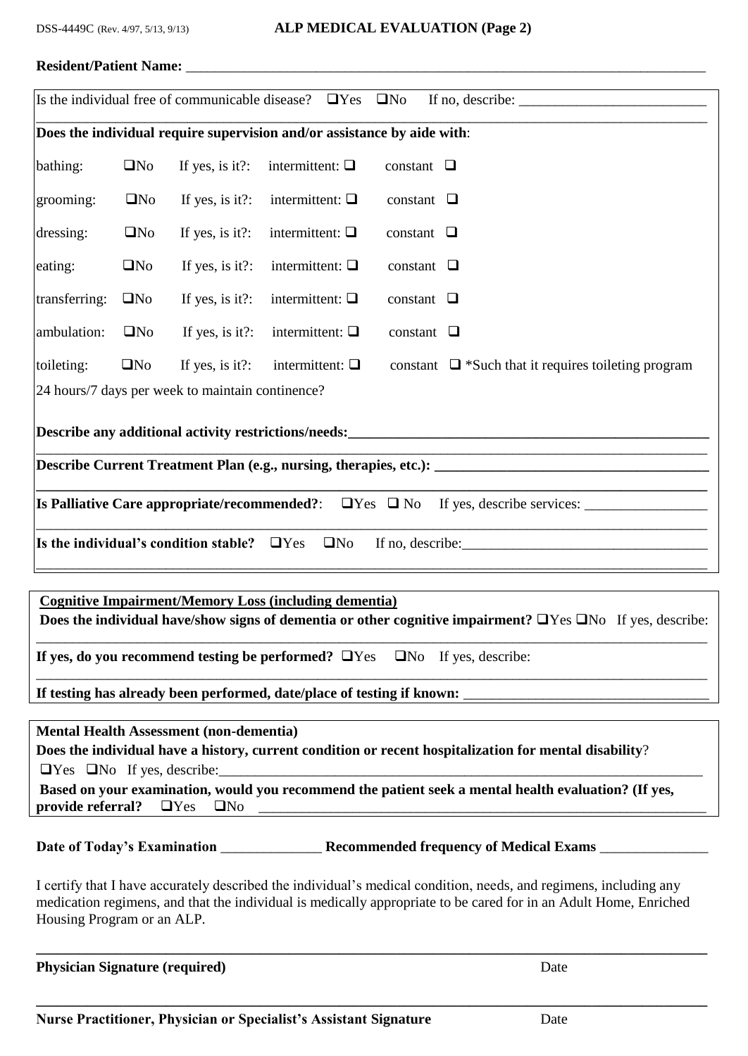DSS-4449C (Rev. 4/97, 5/13, 9/13) **ALP MEDICAL EVALUATION (Page 2)**

**Resident/Patient Name:** ___________________________________________________________________________

Is the individual free of communicable disease? ❑Yes ❑No If no, describe: __________________________

**Does the individual require supervision and/or assistance by aide with**:

| | | | | |
|---|---|---|---|---|
| bathing: | ❑No | If yes, is it?: | intermittent: ❑ | constant ❑ |
| grooming: | ❑No | If yes, is it?: | intermittent: ❑ | constant ❑ |
| dressing: | ❑No | If yes, is it?: | intermittent: ❑ | constant ❑ |
| eating: | ❑No | If yes, is it?: | intermittent: ❑ | constant ❑ |
| transferring: | ❑No | If yes, is it?: | intermittent: ❑ | constant ❑ |
| ambulation: | ❑No | If yes, is it?: | intermittent: ❑ | constant ❑ |
| toileting: | ❑No | If yes, is it?: | intermittent: ❑ | constant ❑ *Such that it requires toileting program 24 hours/7 days per week to maintain continence? |

**Describe any additional activity restrictions/needs:**_____________________________________________________

**Describe Current Treatment Plan (e.g., nursing, therapies, etc.):** ______________________________________

**Is Palliative Care appropriate/recommended?**: ❑Yes ❑ No If yes, describe services: _________________

**Is the individual's condition stable?** ❑Yes ❑No If no, describe:_________________________________

**Cognitive Impairment/Memory Loss (including dementia)**

**Does the individual have/show signs of dementia or other cognitive impairment?** ❑Yes ❑No If yes, describe:

**If yes, do you recommend testing be performed?** ❑Yes ❑No If yes, describe:

**If testing has already been performed, date/place of testing if known:** _________________________________

**Mental Health Assessment (non-dementia)**

**Does the individual have a history, current condition or recent hospitalization for mental disability**?

❑Yes ❑No If yes, describe:_____________________________________________________________________

**Based on your examination, would you recommend the patient seek a mental health evaluation? (If yes, provide referral?** ❑Yes ❑No _______________________________________________________________

**Date of Today's Examination** ______________ **Recommended frequency of Medical Exams** _______________

I certify that I have accurately described the individual's medical condition, needs, and regimens, including any medication regimens, and that the individual is medically appropriate to be cared for in an Adult Home, Enriched Housing Program or an ALP.

_____________________________________________________________________________________________

**Physician Signature (required)** Date

_____________________________________________________________________________________________

**Nurse Practitioner, Physician or Specialist's Assistant Signature** Date